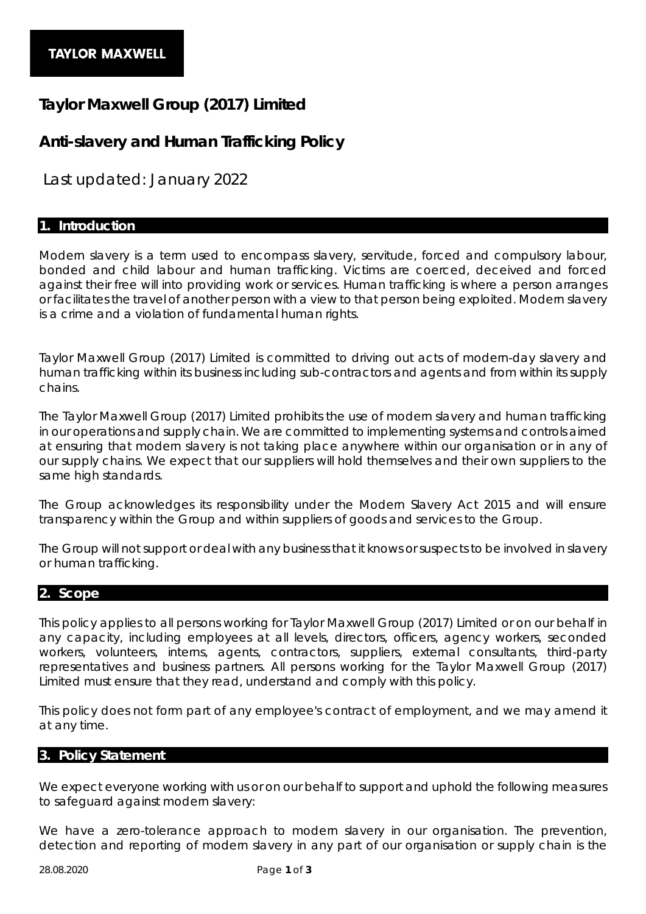**TAYLOR MAXWELL**

# Taylor Maxwell Group (2017) Limited

# Anti-slavery and Human Trafficking Policy

Last updated: January 2022

## 1. Introduction

Modern slavery is a term used to encompass slavery, servitude, forced and compulsory labour, bonded and child labour and human trafficking. Victims are coerced, deceived and forced against their free will into providing work or services. Human trafficking is where a person arranges or facilitates the travel of another person with a view to that person being exploited. Modern slavery is a crime and a violation of fundamental human rights.

Taylor Maxwell Group (2017) Limited is committed to driving out acts of modern-day slavery and human trafficking within its business including sub-contractors and agents and from within its supply chains.

The Taylor Maxwell Group (2017) Limited prohibits the use of modern slavery and human trafficking in our operations and supply chain. We are committed to implementing systems and controls aimed at ensuring that modern slavery is not taking place anywhere within our organisation or in any of our supply chains. We expect that our suppliers will hold themselves and their own suppliers to the same high standards.

The Group acknowledges its responsibility under the Modern Slavery Act 2015 and will ensure transparency within the Group and within suppliers of goods and services to the Group.

The Group will not support or deal with any business that it knows or suspects to be involved in slavery or human trafficking.

## 2. Scope

This policy applies to all persons working for Taylor Maxwell Group (2017) Limited or on our behalf in any capacity, including employees at all levels, directors, officers, agency workers, seconded workers, volunteers, interns, agents, contractors, suppliers, external consultants, third-party representatives and business partners. All persons working for the Taylor Maxwell Group (2017) Limited must ensure that they read, understand and comply with this policy.

This policy does not form part of any employee's contract of employment, and we may amend it at any time.

## 3. Policy Statement

We expect everyone working with us or on our behalf to support and uphold the following measures to safeguard against modern slavery:

We have a zero-tolerance approach to modern slavery in our organisation. The prevention, detection and reporting of modern slavery in any part of our organisation or supply chain is the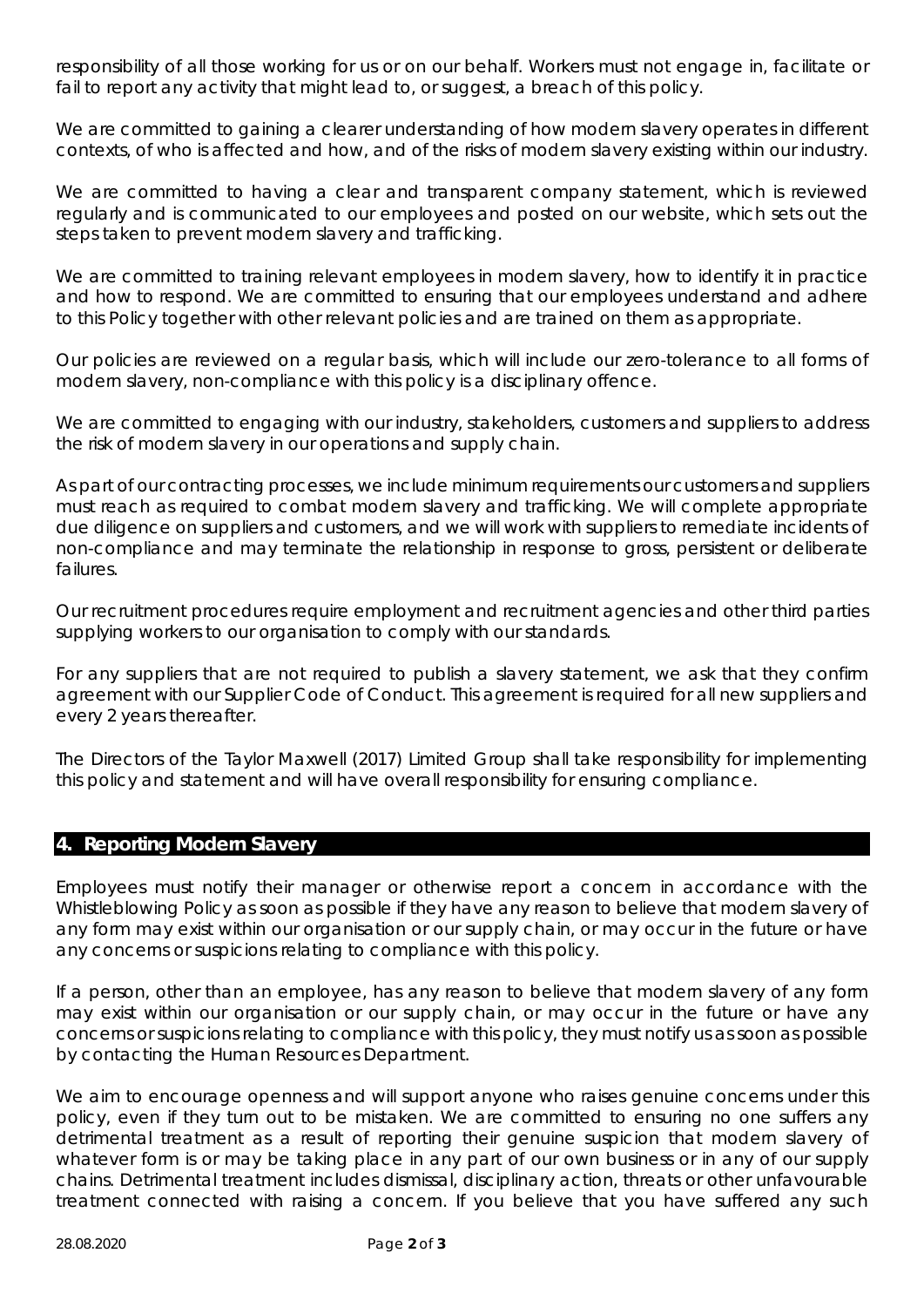responsibility of all those working for us or on our behalf. Workers must not engage in, facilitate or fail to report any activity that might lead to, or suggest, a breach of this policy.

We are committed to gaining a clearer understanding of how modern slavery operates in different contexts, of who is affected and how, and of the risks of modern slavery existing within our industry.

We are committed to having a clear and transparent company statement, which is reviewed regularly and is communicated to our employees and posted on our website, which sets out the steps taken to prevent modern slavery and trafficking.

We are committed to training relevant employees in modern slavery, how to identify it in practice and how to respond. We are committed to ensuring that our employees understand and adhere to this Policy together with other relevant policies and are trained on them as appropriate.

Our policies are reviewed on a regular basis, which will include our zero-tolerance to all forms of modern slavery, non-compliance with this policy is a disciplinary offence.

We are committed to engaging with our industry, stakeholders, customers and suppliers to address the risk of modern slavery in our operations and supply chain.

As part of our contracting processes, we include minimum requirements our customers and suppliers must reach as required to combat modern slavery and trafficking. We will complete appropriate due diligence on suppliers and customers, and we will work with suppliers to remediate incidents of non-compliance and may terminate the relationship in response to gross, persistent or deliberate failures.

Our recruitment procedures require employment and recruitment agencies and other third parties supplying workers to our organisation to comply with our standards.

For any suppliers that are not required to publish a slavery statement, we ask that they confirm agreement with our Supplier Code of Conduct. This agreement is required for all new suppliers and every 2 years thereafter.

The Directors of the Taylor Maxwell (2017) Limited Group shall take responsibility for implementing this policy and statement and will have overall responsibility for ensuring compliance.

## 4. Reporting Modern Slavery

Employees must notify their manager or otherwise report a concern in accordance with the Whistleblowing Policy as soon as possible if they have any reason to believe that modern slavery of any form may exist within our organisation or our supply chain, or may occur in the future or have any concerns or suspicions relating to compliance with this policy.

If a person, other than an employee, has any reason to believe that modern slavery of any form may exist within our organisation or our supply chain, or may occur in the future or have any concerns or suspicions relating to compliance with this policy, they must notify us as soon as possible by contacting the Human Resources Department.

We aim to encourage openness and will support anyone who raises genuine concerns under this policy, even if they turn out to be mistaken. We are committed to ensuring no one suffers any detrimental treatment as a result of reporting their genuine suspicion that modern slavery of whatever form is or may be taking place in any part of our own business or in any of our supply chains. Detrimental treatment includes dismissal, disciplinary action, threats or other unfavourable treatment connected with raising a concern. If you believe that you have suffered any such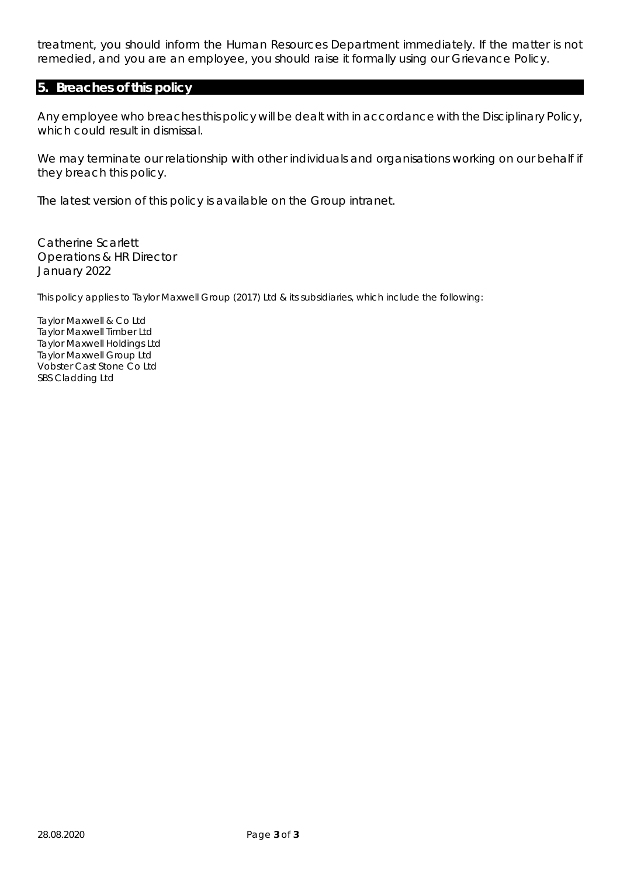treatment, you should inform the Human Resources Department immediately. If the matter is not remedied, and you are an employee, you should raise it formally using our Grievance Policy.

## 5. Breaches of this policy

Any employee who breaches this policy will be dealt with in accordance with the Disciplinary Policy, which could result in dismissal.

We may terminate our relationship with other individuals and organisations working on our behalf if they breach this policy.

The latest version of this policy is available on the Group intranet.

Catherine Scarlett
Operations & HR Director
January 2022

This policy applies to Taylor Maxwell Group (2017) Ltd & its subsidiaries, which include the following:

Taylor Maxwell & Co Ltd
Taylor Maxwell Timber Ltd
Taylor Maxwell Holdings Ltd
Taylor Maxwell Group Ltd
Vobster Cast Stone Co Ltd
SBS Cladding Ltd

28.08.2020